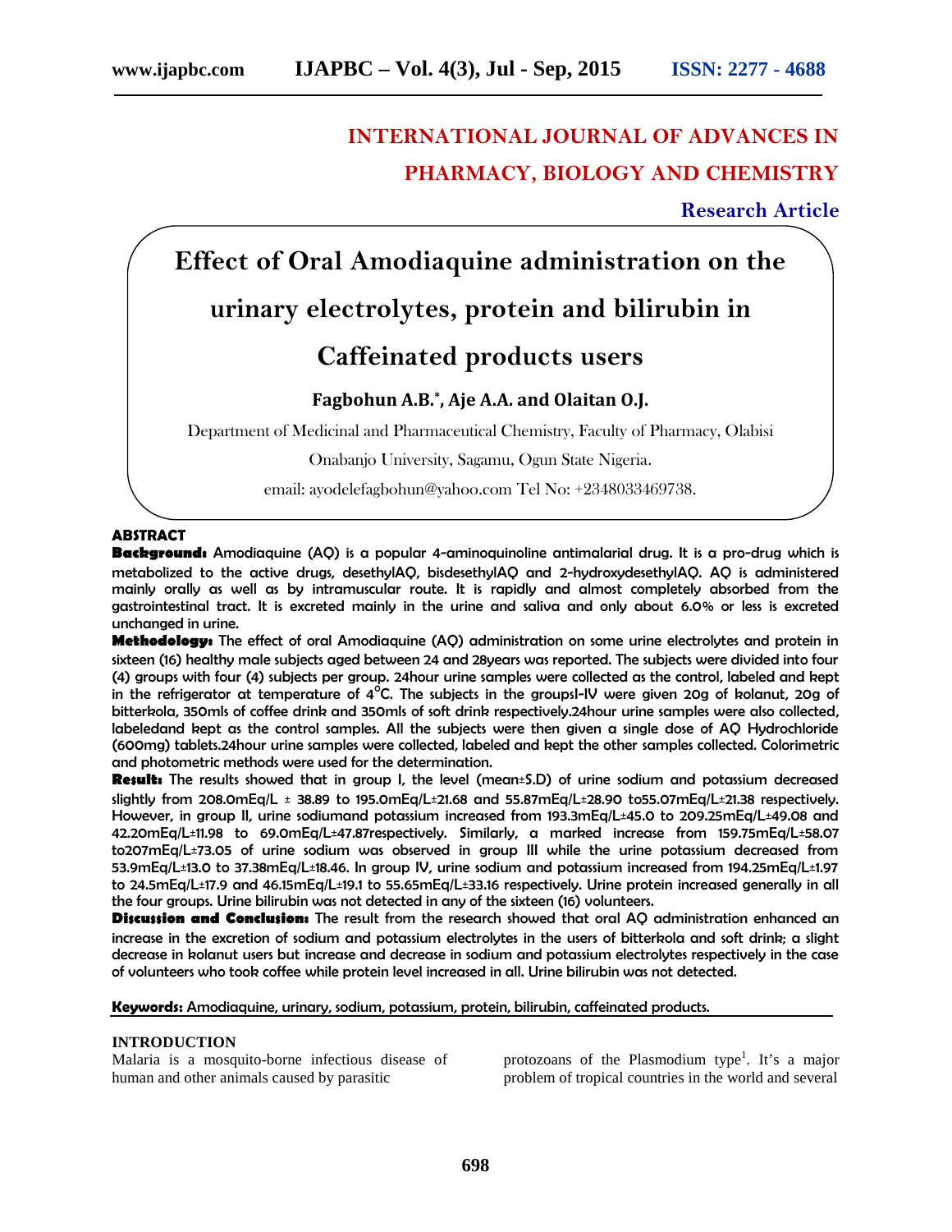**INTERNATIONAL JOURNAL OF ADVANCES IN PHARMACY, BIOLOGY AND CHEMISTRY**

**Research Article**

# Effect of Oral Amodiaquine administration on the urinary electrolytes, protein and bilirubin in Caffeinated products users

**Fagbohun A.B.*, Aje A.A. and Olaitan O.J.**

Department of Medicinal and Pharmaceutical Chemistry, Faculty of Pharmacy, Olabisi Onabanjo University, Sagamu, Ogun State Nigeria.

email: ayodelefagbohun@yahoo.com Tel No: +2348033469738.

## ABSTRACT

**Background:** Amodiaquine (AQ) is a popular 4-aminoquinoline antimalarial drug. It is a pro-drug which is metabolized to the active drugs, desethylAQ, bisdesethylAQ and 2-hydroxydesethylAQ. AQ is administered mainly orally as well as by intramuscular route. It is rapidly and almost completely absorbed from the gastrointestinal tract. It is excreted mainly in the urine and saliva and only about 6.0% or less is excreted unchanged in urine.

**Methodology:** The effect of oral Amodiaquine (AQ) administration on some urine electrolytes and protein in sixteen (16) healthy male subjects aged between 24 and 28years was reported. The subjects were divided into four (4) groups with four (4) subjects per group. 24hour urine samples were collected as the control, labeled and kept in the refrigerator at temperature of 4$^{o}$C. The subjects in the groupsI-IV were given 20g of kolanut, 20g of bitterkola, 350mls of coffee drink and 350mls of soft drink respectively.24hour urine samples were also collected, labeledand kept as the control samples. All the subjects were then given a single dose of AQ Hydrochloride (600mg) tablets.24hour urine samples were collected, labeled and kept the other samples collected. Colorimetric and photometric methods were used for the determination.

**Result:** The results showed that in group I, the level (mean±S.D) of urine sodium and potassium decreased slightly from 208.0mEq/L ± 38.89 to 195.0mEq/L±21.68 and 55.87mEq/L±28.90 to55.07mEq/L±21.38 respectively. However, in group II, urine sodiumand potassium increased from 193.3mEq/L±45.0 to 209.25mEq/L±49.08 and 42.20mEq/L±11.98 to 69.0mEq/L±47.87respectively. Similarly, a marked increase from 159.75mEq/L±58.07 to207mEq/L±73.05 of urine sodium was observed in group III while the urine potassium decreased from 53.9mEq/L±13.0 to 37.38mEq/L±18.46. In group IV, urine sodium and potassium increased from 194.25mEq/L±1.97 to 24.5mEq/L±17.9 and 46.15mEq/L±19.1 to 55.65mEq/L±33.16 respectively. Urine protein increased generally in all the four groups. Urine bilirubin was not detected in any of the sixteen (16) volunteers.

**Discussion and Conclusion:** The result from the research showed that oral AQ administration enhanced an increase in the excretion of sodium and potassium electrolytes in the users of bitterkola and soft drink; a slight decrease in kolanut users but increase and decrease in sodium and potassium electrolytes respectively in the case of volunteers who took coffee while protein level increased in all. Urine bilirubin was not detected.

**Keywords:** Amodiaquine, urinary, sodium, potassium, protein, bilirubin, caffeinated products.

## INTRODUCTION

Malaria is a mosquito-borne infectious disease of human and other animals caused by parasitic protozoans of the Plasmodium type[1]. It's a major problem of tropical countries in the world and several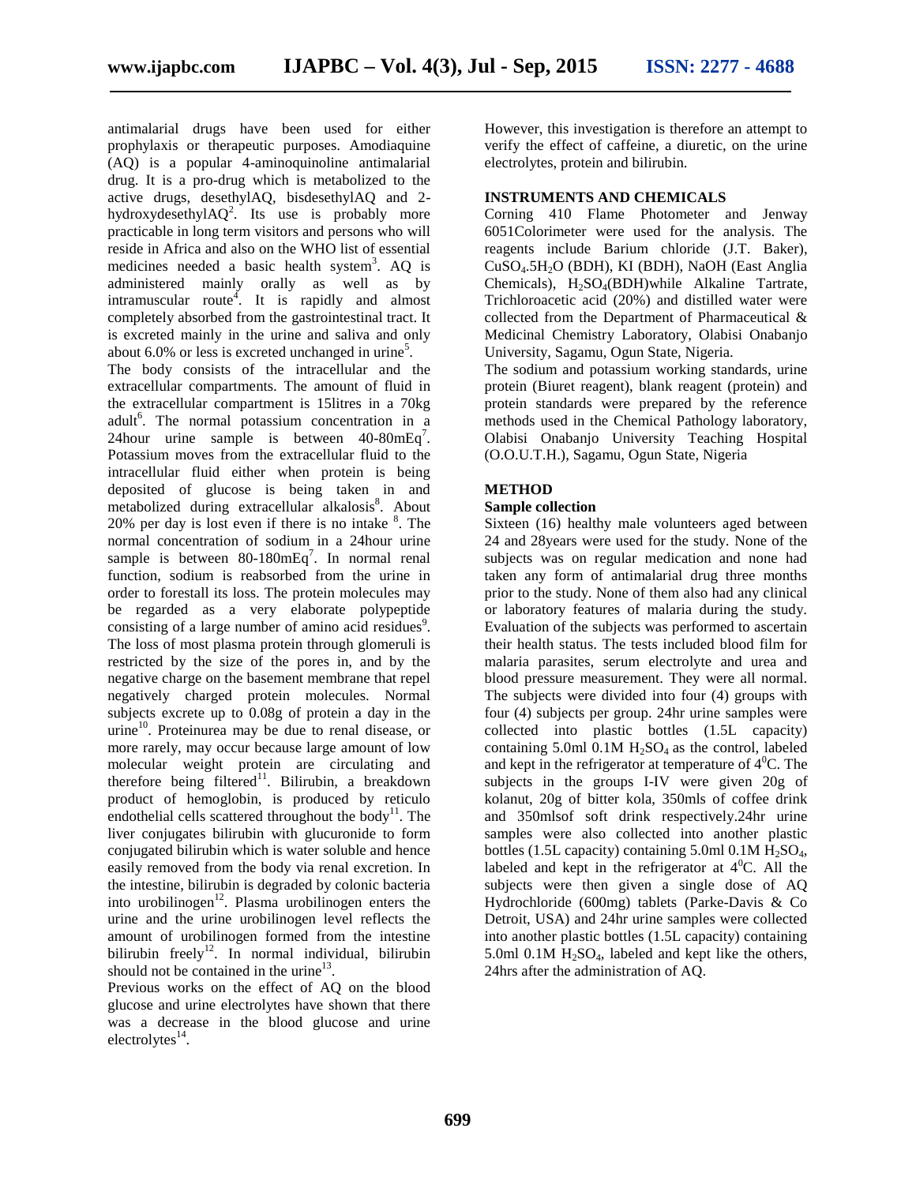antimalarial drugs have been used for either prophylaxis or therapeutic purposes. Amodiaquine (AQ) is a popular 4-aminoquinoline antimalarial drug. It is a pro-drug which is metabolized to the active drugs, desethylAQ, bisdesethylAQ and 2-hydroxydesethylAQ[2]. Its use is probably more practicable in long term visitors and persons who will reside in Africa and also on the WHO list of essential medicines needed a basic health system[3]. AQ is administered mainly orally as well as by intramuscular route[4]. It is rapidly and almost completely absorbed from the gastrointestinal tract. It is excreted mainly in the urine and saliva and only about 6.0% or less is excreted unchanged in urine[5].

The body consists of the intracellular and the extracellular compartments. The amount of fluid in the extracellular compartment is 15litres in a 70kg adult[6]. The normal potassium concentration in a 24hour urine sample is between 40-80mEq[7]. Potassium moves from the extracellular fluid to the intracellular fluid either when protein is being deposited of glucose is being taken in and metabolized during extracellular alkalosis[8]. About 20% per day is lost even if there is no intake [8]. The normal concentration of sodium in a 24hour urine sample is between 80-180mEq[7]. In normal renal function, sodium is reabsorbed from the urine in order to forestall its loss. The protein molecules may be regarded as a very elaborate polypeptide consisting of a large number of amino acid residues[9]. The loss of most plasma protein through glomeruli is restricted by the size of the pores in, and by the negative charge on the basement membrane that repel negatively charged protein molecules. Normal subjects excrete up to 0.08g of protein a day in the urine[10]. Proteinurea may be due to renal disease, or more rarely, may occur because large amount of low molecular weight protein are circulating and therefore being filtered[11]. Bilirubin, a breakdown product of hemoglobin, is produced by reticulo endothelial cells scattered throughout the body[11]. The liver conjugates bilirubin with glucuronide to form conjugated bilirubin which is water soluble and hence easily removed from the body via renal excretion. In the intestine, bilirubin is degraded by colonic bacteria into urobilinogen[12]. Plasma urobilinogen enters the urine and the urine urobilinogen level reflects the amount of urobilinogen formed from the intestine bilirubin freely[12]. In normal individual, bilirubin should not be contained in the urine[13].

Previous works on the effect of AQ on the blood glucose and urine electrolytes have shown that there was a decrease in the blood glucose and urine electrolytes[14].

However, this investigation is therefore an attempt to verify the effect of caffeine, a diuretic, on the urine electrolytes, protein and bilirubin.

## INSTRUMENTS AND CHEMICALS

Corning 410 Flame Photometer and Jenway 6051Colorimeter were used for the analysis. The reagents include Barium chloride (J.T. Baker), $CuSO_4.5H_2O$ (BDH), KI (BDH), NaOH (East Anglia Chemicals), $H_2SO_4$(BDH)while Alkaline Tartrate, Trichloroacetic acid (20%) and distilled water were collected from the Department of Pharmaceutical & Medicinal Chemistry Laboratory, Olabisi Onabanjo University, Sagamu, Ogun State, Nigeria.

The sodium and potassium working standards, urine protein (Biuret reagent), blank reagent (protein) and protein standards were prepared by the reference methods used in the Chemical Pathology laboratory, Olabisi Onabanjo University Teaching Hospital (O.O.U.T.H.), Sagamu, Ogun State, Nigeria

## METHOD

### Sample collection

Sixteen (16) healthy male volunteers aged between 24 and 28years were used for the study. None of the subjects was on regular medication and none had taken any form of antimalarial drug three months prior to the study. None of them also had any clinical or laboratory features of malaria during the study. Evaluation of the subjects was performed to ascertain their health status. The tests included blood film for malaria parasites, serum electrolyte and urea and blood pressure measurement. They were all normal. The subjects were divided into four (4) groups with four (4) subjects per group. 24hr urine samples were collected into plastic bottles (1.5L capacity) containing 5.0ml 0.1M $H_2SO_4$ as the control, labeled and kept in the refrigerator at temperature of $4^0$C. The subjects in the groups I-IV were given 20g of kolanut, 20g of bitter kola, 350mls of coffee drink and 350mlsof soft drink respectively.24hr urine samples were also collected into another plastic bottles (1.5L capacity) containing 5.0ml 0.1M $H_2SO_4$, labeled and kept in the refrigerator at $4^0$C. All the subjects were then given a single dose of AQ Hydrochloride (600mg) tablets (Parke-Davis & Co Detroit, USA) and 24hr urine samples were collected into another plastic bottles (1.5L capacity) containing 5.0ml 0.1M $H_2SO_4$, labeled and kept like the others, 24hrs after the administration of AQ.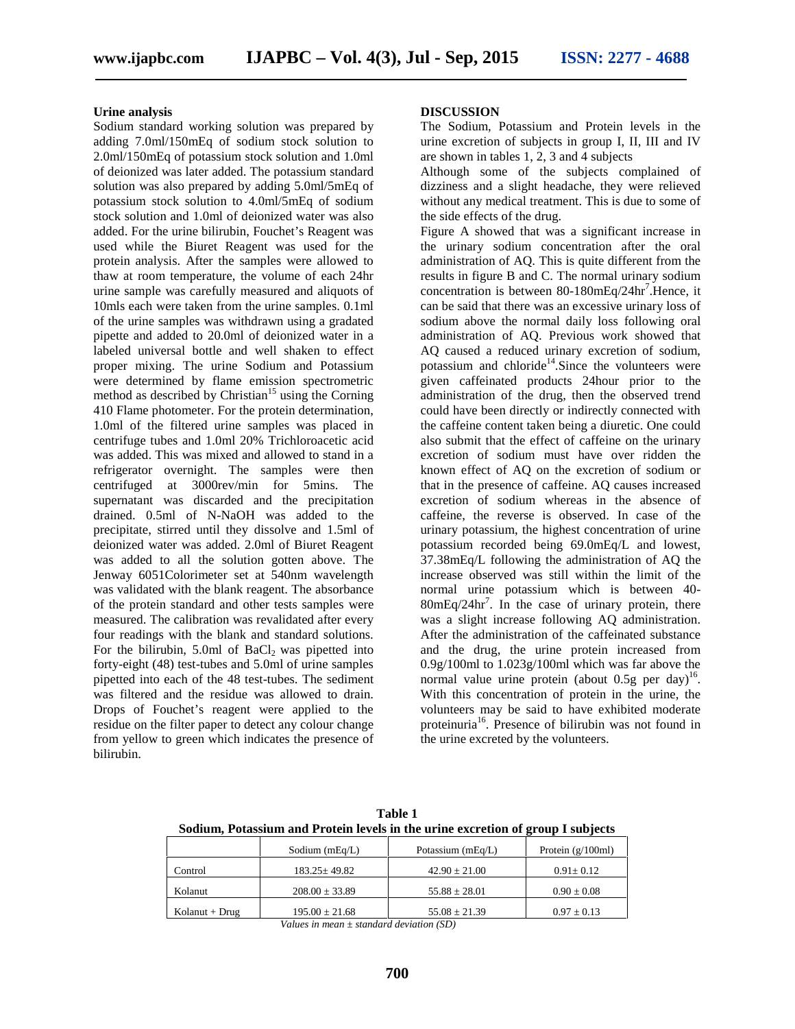### Urine analysis

Sodium standard working solution was prepared by adding 7.0ml/150mEq of sodium stock solution to 2.0ml/150mEq of potassium stock solution and 1.0ml of deionized was later added. The potassium standard solution was also prepared by adding 5.0ml/5mEq of potassium stock solution to 4.0ml/5mEq of sodium stock solution and 1.0ml of deionized water was also added. For the urine bilirubin, Fouchet's Reagent was used while the Biuret Reagent was used for the protein analysis. After the samples were allowed to thaw at room temperature, the volume of each 24hr urine sample was carefully measured and aliquots of 10mls each were taken from the urine samples. 0.1ml of the urine samples was withdrawn using a gradated pipette and added to 20.0ml of deionized water in a labeled universal bottle and well shaken to effect proper mixing. The urine Sodium and Potassium were determined by flame emission spectrometric method as described by Christian[15] using the Corning 410 Flame photometer. For the protein determination, 1.0ml of the filtered urine samples was placed in centrifuge tubes and 1.0ml 20% Trichloroacetic acid was added. This was mixed and allowed to stand in a refrigerator overnight. The samples were then centrifuged at 3000rev/min for 5mins. The supernatant was discarded and the precipitation drained. 0.5ml of N-NaOH was added to the precipitate, stirred until they dissolve and 1.5ml of deionized water was added. 2.0ml of Biuret Reagent was added to all the solution gotten above. The Jenway 6051Colorimeter set at 540nm wavelength was validated with the blank reagent. The absorbance of the protein standard and other tests samples were measured. The calibration was revalidated after every four readings with the blank and standard solutions. For the bilirubin, 5.0ml of $BaCl_2$ was pipetted into forty-eight (48) test-tubes and 5.0ml of urine samples pipetted into each of the 48 test-tubes. The sediment was filtered and the residue was allowed to drain. Drops of Fouchet's reagent were applied to the residue on the filter paper to detect any colour change from yellow to green which indicates the presence of bilirubin.

## DISCUSSION

The Sodium, Potassium and Protein levels in the urine excretion of subjects in group I, II, III and IV are shown in tables 1, 2, 3 and 4 subjects

Although some of the subjects complained of dizziness and a slight headache, they were relieved without any medical treatment. This is due to some of the side effects of the drug.

Figure A showed that was a significant increase in the urinary sodium concentration after the oral administration of AQ. This is quite different from the results in figure B and C. The normal urinary sodium concentration is between 80-180mEq/24hr[7].Hence, it can be said that there was an excessive urinary loss of sodium above the normal daily loss following oral administration of AQ. Previous work showed that AQ caused a reduced urinary excretion of sodium, potassium and chloride[14].Since the volunteers were given caffeinated products 24hour prior to the administration of the drug, then the observed trend could have been directly or indirectly connected with the caffeine content taken being a diuretic. One could also submit that the effect of caffeine on the urinary excretion of sodium must have over ridden the known effect of AQ on the excretion of sodium or that in the presence of caffeine. AQ causes increased excretion of sodium whereas in the absence of caffeine, the reverse is observed. In case of the urinary potassium, the highest concentration of urine potassium recorded being 69.0mEq/L and lowest, 37.38mEq/L following the administration of AQ the increase observed was still within the limit of the normal urine potassium which is between 40-80mEq/24hr[7]. In the case of urinary protein, there was a slight increase following AQ administration. After the administration of the caffeinated substance and the drug, the urine protein increased from 0.9g/100ml to 1.023g/100ml which was far above the normal value urine protein (about 0.5g per day)[16]. With this concentration of protein in the urine, the volunteers may be said to have exhibited moderate proteinuria[16]. Presence of bilirubin was not found in the urine excreted by the volunteers.

**Table 1**
**Sodium, Potassium and Protein levels in the urine excretion of group I subjects**

| | Sodium (mEq/L) | Potassium (mEq/L) | Protein (g/100ml) |
|---|---|---|---|
| Control | 183.25± 49.82 | 42.90 ± 21.00 | 0.91± 0.12 |
| Kolanut | 208.00 ± 33.89 | 55.88 ± 28.01 | 0.90 ± 0.08 |
| Kolanut + Drug | 195.00 ± 21.68 | 55.08 ± 21.39 | 0.97 ± 0.13 |

*Values in mean ± standard deviation (SD)*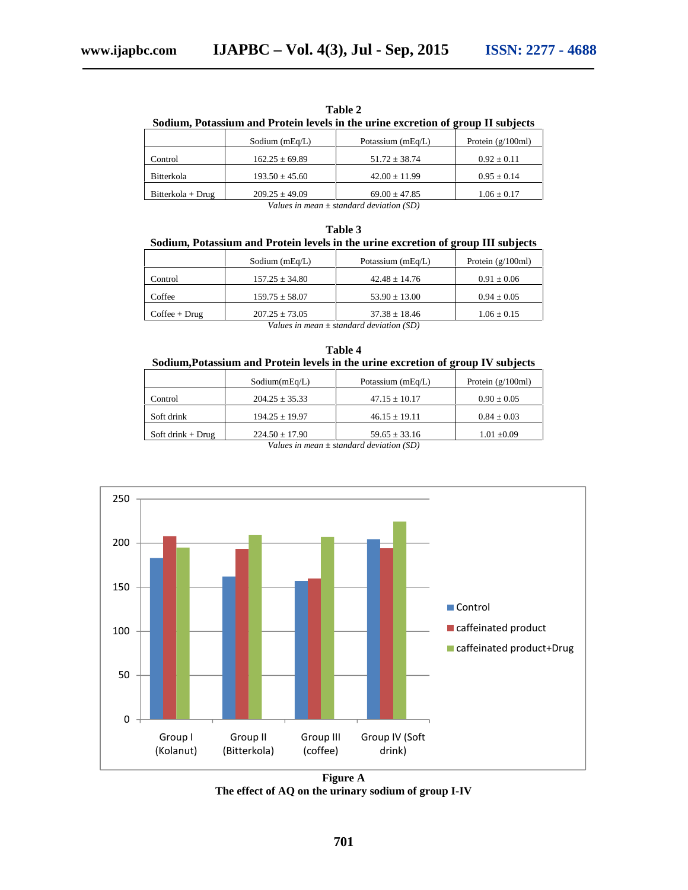**Table 2**
**Sodium, Potassium and Protein levels in the urine excretion of group II subjects**

| | Sodium (mEq/L) | Potassium (mEq/L) | Protein (g/100ml) |
|---|---|---|---|
| Control | 162.25 ± 69.89 | 51.72 ± 38.74 | 0.92 ± 0.11 |
| Bitterkola | 193.50 ± 45.60 | 42.00 ± 11.99 | 0.95 ± 0.14 |
| Bitterkola + Drug | 209.25 ± 49.09 | 69.00 ± 47.85 | 1.06 ± 0.17 |

*Values in mean ± standard deviation (SD)*

**Table 3**
**Sodium, Potassium and Protein levels in the urine excretion of group III subjects**

| | Sodium (mEq/L) | Potassium (mEq/L) | Protein (g/100ml) |
|---|---|---|---|
| Control | 157.25 ± 34.80 | 42.48 ± 14.76 | 0.91 ± 0.06 |
| Coffee | 159.75 ± 58.07 | 53.90 ± 13.00 | 0.94 ± 0.05 |
| Coffee + Drug | 207.25 ± 73.05 | 37.38 ± 18.46 | 1.06 ± 0.15 |

*Values in mean ± standard deviation (SD)*

**Table 4**
**Sodium,Potassium and Protein levels in the urine excretion of group IV subjects**

| | Sodium(mEq/L) | Potassium (mEq/L) | Protein (g/100ml) |
|---|---|---|---|
| Control | 204.25 ± 35.33 | 47.15 ± 10.17 | 0.90 ± 0.05 |
| Soft drink | 194.25 ± 19.97 | 46.15 ± 19.11 | 0.84 ± 0.03 |
| Soft drink + Drug | 224.50 ± 17.90 | 59.65 ± 33.16 | 1.01 ±0.09 |

*Values in mean ± standard deviation (SD)*

250
200
150
100
50
0

Group I (Kolanut)
Group II (Bitterkola)
Group III (coffee)
Group IV (Soft drink)

Control
caffeinated product
caffeinated product+Drug

**Figure A**
**The effect of AQ on the urinary sodium of group I-IV**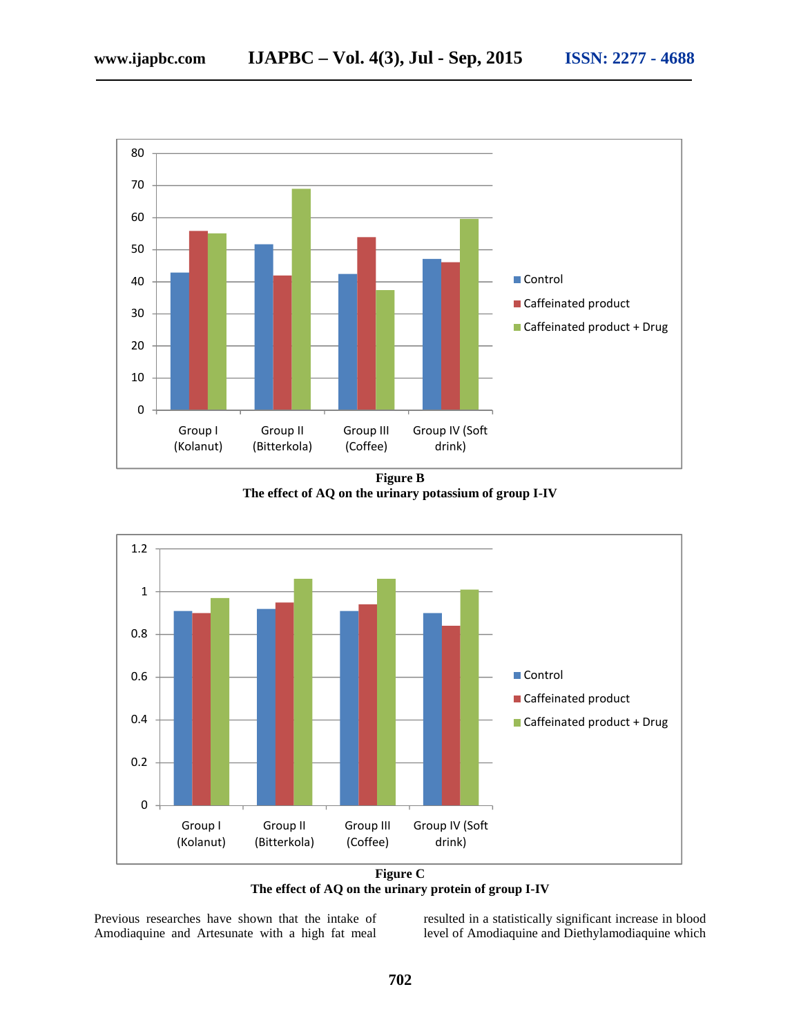80
70
60
50
40
30
20
10
0

Group I (Kolanut)
Group II (Bitterkola)
Group III (Coffee)
Group IV (Soft drink)

Control
Caffeinated product
Caffeinated product + Drug

**Figure B**
**The effect of AQ on the urinary potassium of group I-IV**

1.2
1
0.8
0.6
0.4
0.2
0

Group I (Kolanut)
Group II (Bitterkola)
Group III (Coffee)
Group IV (Soft drink)

Control
Caffeinated product
Caffeinated product + Drug

**Figure C**
**The effect of AQ on the urinary protein of group I-IV**

Previous researches have shown that the intake of Amodiaquine and Artesunate with a high fat meal resulted in a statistically significant increase in blood level of Amodiaquine and Diethylamodiaquine which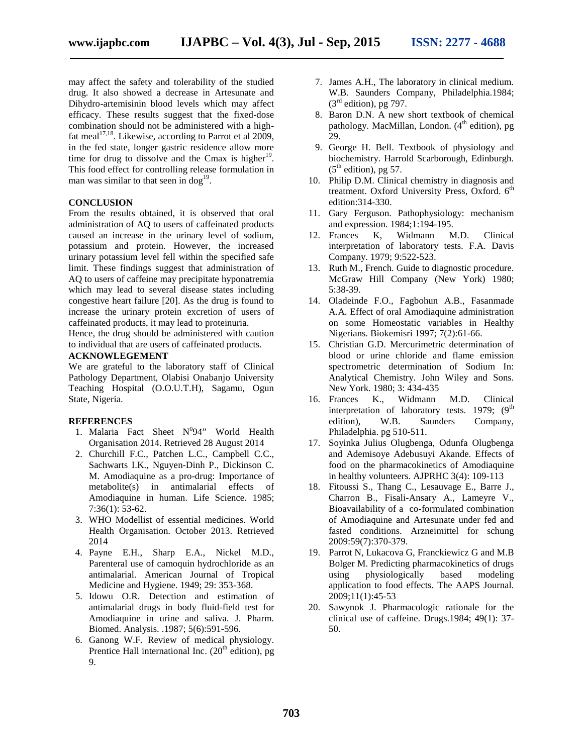may affect the safety and tolerability of the studied drug. It also showed a decrease in Artesunate and Dihydro-artemisinin blood levels which may affect efficacy. These results suggest that the fixed-dose combination should not be administered with a high-fat meal[17,18]. Likewise, according to Parrot et al 2009, in the fed state, longer gastric residence allow more time for drug to dissolve and the Cmax is higher[19]. This food effect for controlling release formulation in man was similar to that seen in dog[19].

**CONCLUSION**

From the results obtained, it is observed that oral administration of AQ to users of caffeinated products caused an increase in the urinary level of sodium, potassium and protein. However, the increased urinary potassium level fell within the specified safe limit. These findings suggest that administration of AQ to users of caffeine may precipitate hyponatremia which may lead to several disease states including congestive heart failure [20]. As the drug is found to increase the urinary protein excretion of users of caffeinated products, it may lead to proteinuria.

Hence, the drug should be administered with caution to individual that are users of caffeinated products.

**ACKNOWLEGEMENT**

We are grateful to the laboratory staff of Clinical Pathology Department, Olabisi Onabanjo University Teaching Hospital (O.O.U.T.H), Sagamu, Ogun State, Nigeria.

**REFERENCES**

1. Malaria Fact Sheet N$^0$94" World Health Organisation 2014. Retrieved 28 August 2014
2. Churchill F.C., Patchen L.C., Campbell C.C., Sachwarts I.K., Nguyen-Dinh P., Dickinson C. M. Amodiaquine as a pro-drug: Importance of metabolite(s) in antimalarial effects of Amodiaquine in human. Life Science. 1985; 7:36(1): 53-62.
3. WHO Modellist of essential medicines. World Health Organisation. October 2013. Retrieved 2014
4. Payne E.H., Sharp E.A., Nickel M.D., Parenteral use of camoquin hydrochloride as an antimalarial. American Journal of Tropical Medicine and Hygiene. 1949; 29: 353-368.
5. Idowu O.R. Detection and estimation of antimalarial drugs in body fluid-field test for Amodiaquine in urine and saliva. J. Pharm. Biomed. Analysis. .1987; 5(6):591-596.
6. Ganong W.F. Review of medical physiology. Prentice Hall international Inc. (20th edition), pg 9.
7. James A.H., The laboratory in clinical medium. W.B. Saunders Company, Philadelphia.1984; (3rd edition), pg 797.
8. Baron D.N. A new short textbook of chemical pathology. MacMillan, London. (4th edition), pg 29.
9. George H. Bell. Textbook of physiology and biochemistry. Harrold Scarborough, Edinburgh. (5th edition), pg 57.
10. Philip D.M. Clinical chemistry in diagnosis and treatment. Oxford University Press, Oxford. 6th edition:314-330.
11. Gary Ferguson. Pathophysiology: mechanism and expression. 1984;1:194-195.
12. Frances K, Widmann M.D. Clinical interpretation of laboratory tests. F.A. Davis Company. 1979; 9:522-523.
13. Ruth M., French. Guide to diagnostic procedure. McGraw Hill Company (New York) 1980; 5:38-39.
14. Oladeinde F.O., Fagbohun A.B., Fasanmade A.A. Effect of oral Amodiaquine administration on some Homeostatic variables in Healthy Nigerians. Biokemisri 1997; 7(2):61-66.
15. Christian G.D. Mercurimetric determination of blood or urine chloride and flame emission spectrometric determination of Sodium In: Analytical Chemistry. John Wiley and Sons. New York. 1980; 3: 434-435
16. Frances K., Widmann M.D. Clinical interpretation of laboratory tests. 1979; (9th edition), W.B. Saunders Company, Philadelphia. pg 510-511.
17. Soyinka Julius Olugbenga, Odunfa Olugbenga and Ademisoye Adebusuyi Akande. Effects of food on the pharmacokinetics of Amodiaquine in healthy volunteers. AJPRHC 3(4): 109-113
18. Fitoussi S., Thang C., Lesauvage E., Barre J., Charron B., Fisali-Ansary A., Lameyre V., Bioavailability of a co-formulated combination of Amodiaquine and Artesunate under fed and fasted conditions. Arzneimittel for schung 2009:59(7):370-379.
19. Parrot N, Lukacova G, Franckiewicz G and M.B Bolger M. Predicting pharmacokinetics of drugs using physiologically based modeling application to food effects. The AAPS Journal. 2009;11(1):45-53
20. Sawynok J. Pharmacologic rationale for the clinical use of caffeine. Drugs.1984; 49(1): 37-50.